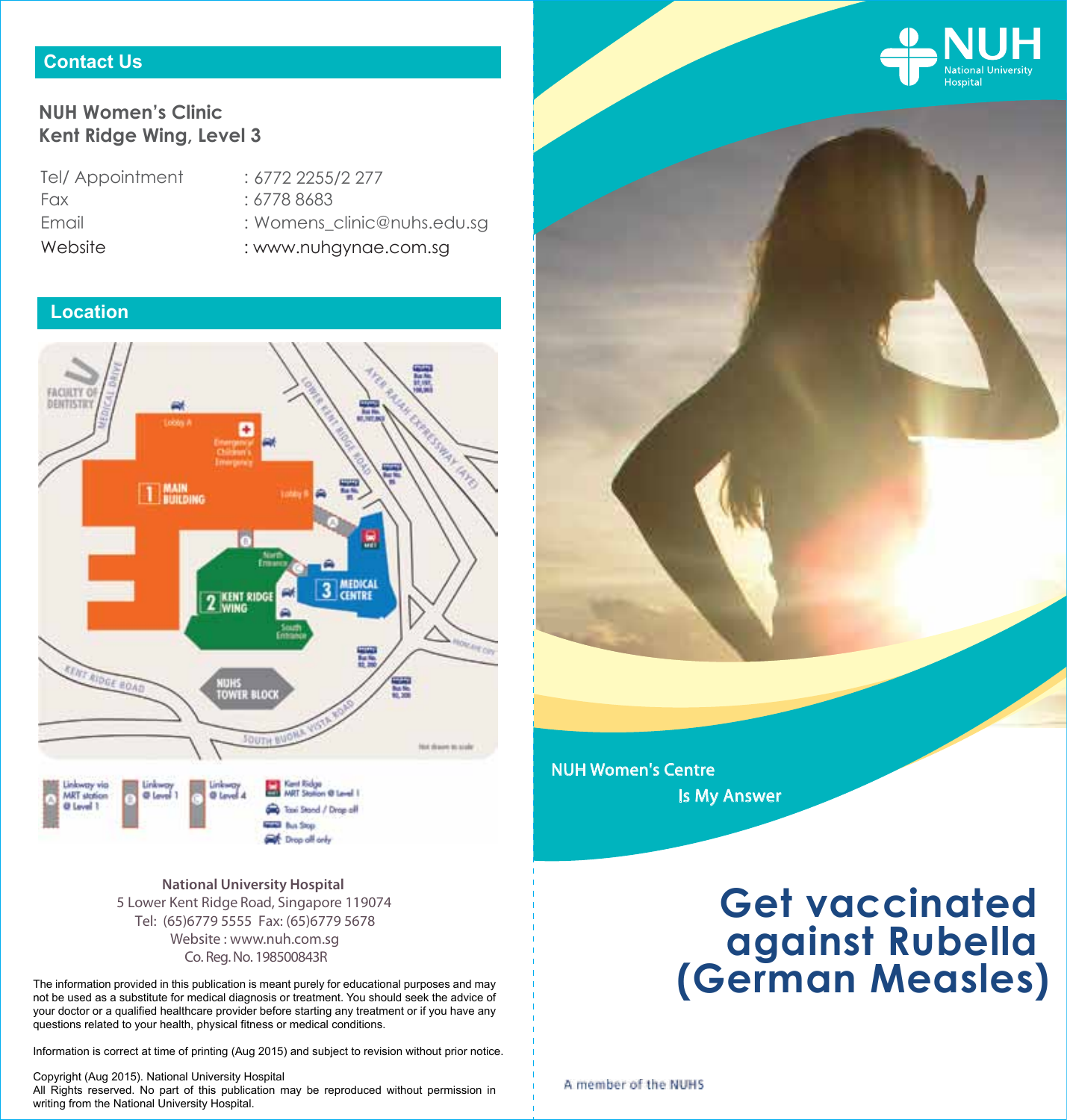## Contact Us

**NUH Women's Clinic**
**Kent Ridge Wing, Level 3**

| | |
|---|---|
| Tel/ Appointment | : 6772 2255/2 277 |
| Fax | : 6778 8683 |
| Email | : Womens_clinic@nuhs.edu.sg |
| Website | : www.nuhgynae.com.sg |

## Location

**National University Hospital**
5 Lower Kent Ridge Road, Singapore 119074
Tel: (65)6779 5555 Fax: (65)6779 5678
Website : www.nuh.com.sg
Co. Reg. No. 198500843R

The information provided in this publication is meant purely for educational purposes and may not be used as a substitute for medical diagnosis or treatment. You should seek the advice of your doctor or a qualified healthcare provider before starting any treatment or if you have any questions related to your health, physical fitness or medical conditions.

Information is correct at time of printing (Aug 2015) and subject to revision without prior notice.

Copyright (Aug 2015). National University Hospital
All Rights reserved. No part of this publication may be reproduced without permission in writing from the National University Hospital.

NUH National University Hospital

NUH Women's Centre
Is My Answer

# Get vaccinated against Rubella (German Measles)

A member of the NUHS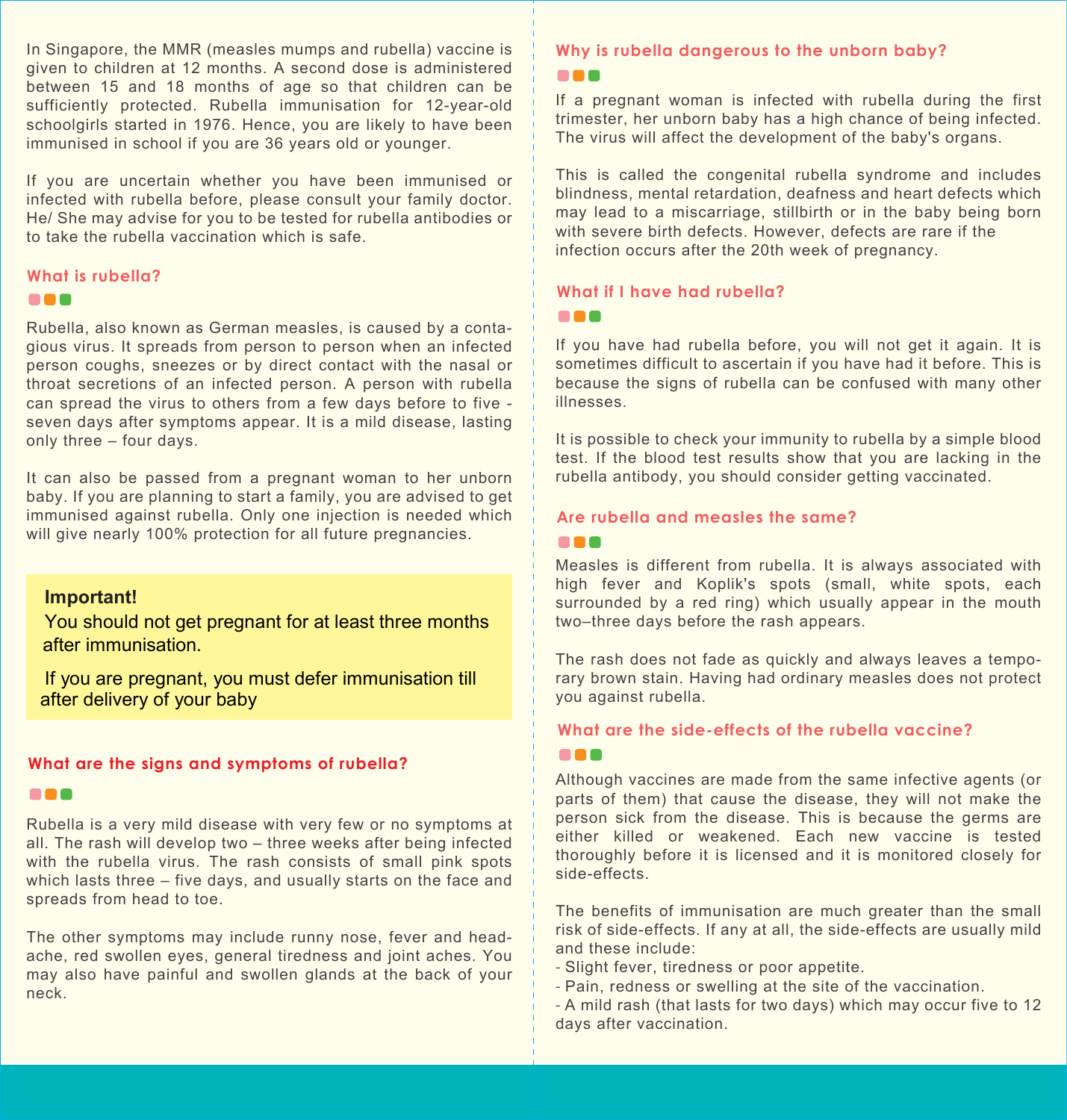In Singapore, the MMR (measles mumps and rubella) vaccine is given to children at 12 months. A second dose is administered between 15 and 18 months of age so that children can be sufficiently protected. Rubella immunisation for 12-year-old schoolgirls started in 1976. Hence, you are likely to have been immunised in school if you are 36 years old or younger.

If you are uncertain whether you have been immunised or infected with rubella before, please consult your family doctor. He/ She may advise for you to be tested for rubella antibodies or to take the rubella vaccination which is safe.

## What is rubella?

Rubella, also known as German measles, is caused by a contagious virus. It spreads from person to person when an infected person coughs, sneezes or by direct contact with the nasal or throat secretions of an infected person. A person with rubella can spread the virus to others from a few days before to five - seven days after symptoms appear. It is a mild disease, lasting only three – four days.

It can also be passed from a pregnant woman to her unborn baby. If you are planning to start a family, you are advised to get immunised against rubella. Only one injection is needed which will give nearly 100% protection for all future pregnancies.

> **Important!**
>
> You should not get pregnant for at least three months after immunisation.
>
> If you are pregnant, you must defer immunisation till after delivery of your baby

## What are the signs and symptoms of rubella?

Rubella is a very mild disease with very few or no symptoms at all. The rash will develop two – three weeks after being infected with the rubella virus. The rash consists of small pink spots which lasts three – five days, and usually starts on the face and spreads from head to toe.

The other symptoms may include runny nose, fever and headache, red swollen eyes, general tiredness and joint aches. You may also have painful and swollen glands at the back of your neck.

## Why is rubella dangerous to the unborn baby?

If a pregnant woman is infected with rubella during the first trimester, her unborn baby has a high chance of being infected. The virus will affect the development of the baby's organs.

This is called the congenital rubella syndrome and includes blindness, mental retardation, deafness and heart defects which may lead to a miscarriage, stillbirth or in the baby being born with severe birth defects. However, defects are rare if the infection occurs after the 20th week of pregnancy.

## What if I have had rubella?

If you have had rubella before, you will not get it again. It is sometimes difficult to ascertain if you have had it before. This is because the signs of rubella can be confused with many other illnesses.

It is possible to check your immunity to rubella by a simple blood test. If the blood test results show that you are lacking in the rubella antibody, you should consider getting vaccinated.

## Are rubella and measles the same?

Measles is different from rubella. It is always associated with high fever and Koplik's spots (small, white spots, each surrounded by a red ring) which usually appear in the mouth two–three days before the rash appears.

The rash does not fade as quickly and always leaves a temporary brown stain. Having had ordinary measles does not protect you against rubella.

## What are the side-effects of the rubella vaccine?

Although vaccines are made from the same infective agents (or parts of them) that cause the disease, they will not make the person sick from the disease. This is because the germs are either killed or weakened. Each new vaccine is tested thoroughly before it is licensed and it is monitored closely for side-effects.

The benefits of immunisation are much greater than the small risk of side-effects. If any at all, the side-effects are usually mild and these include:

- Slight fever, tiredness or poor appetite.
- Pain, redness or swelling at the site of the vaccination.
- A mild rash (that lasts for two days) which may occur five to 12 days after vaccination.